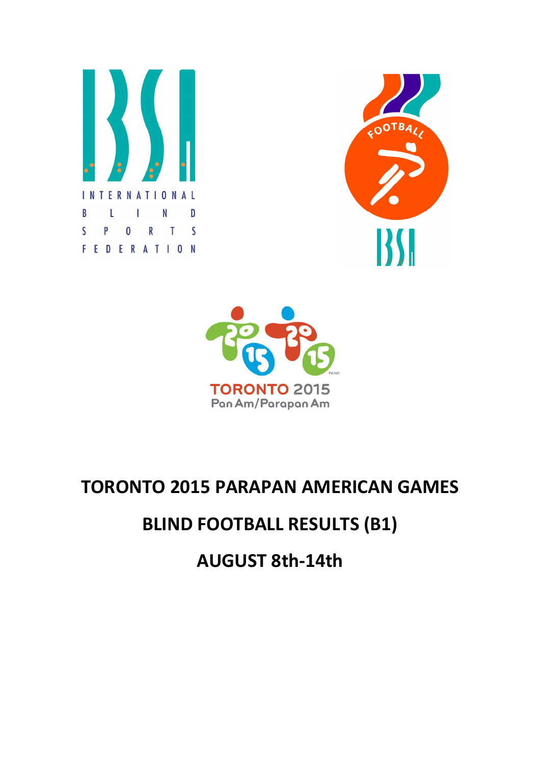INTERNATIONAL BLIND SPORTS FEDERATION

FOOTBALL

TORONTO 2015 Pan Am/Parapan Am

# TORONTO 2015 PARAPAN AMERICAN GAMES

# BLIND FOOTBALL RESULTS (B1)

# AUGUST 8th-14th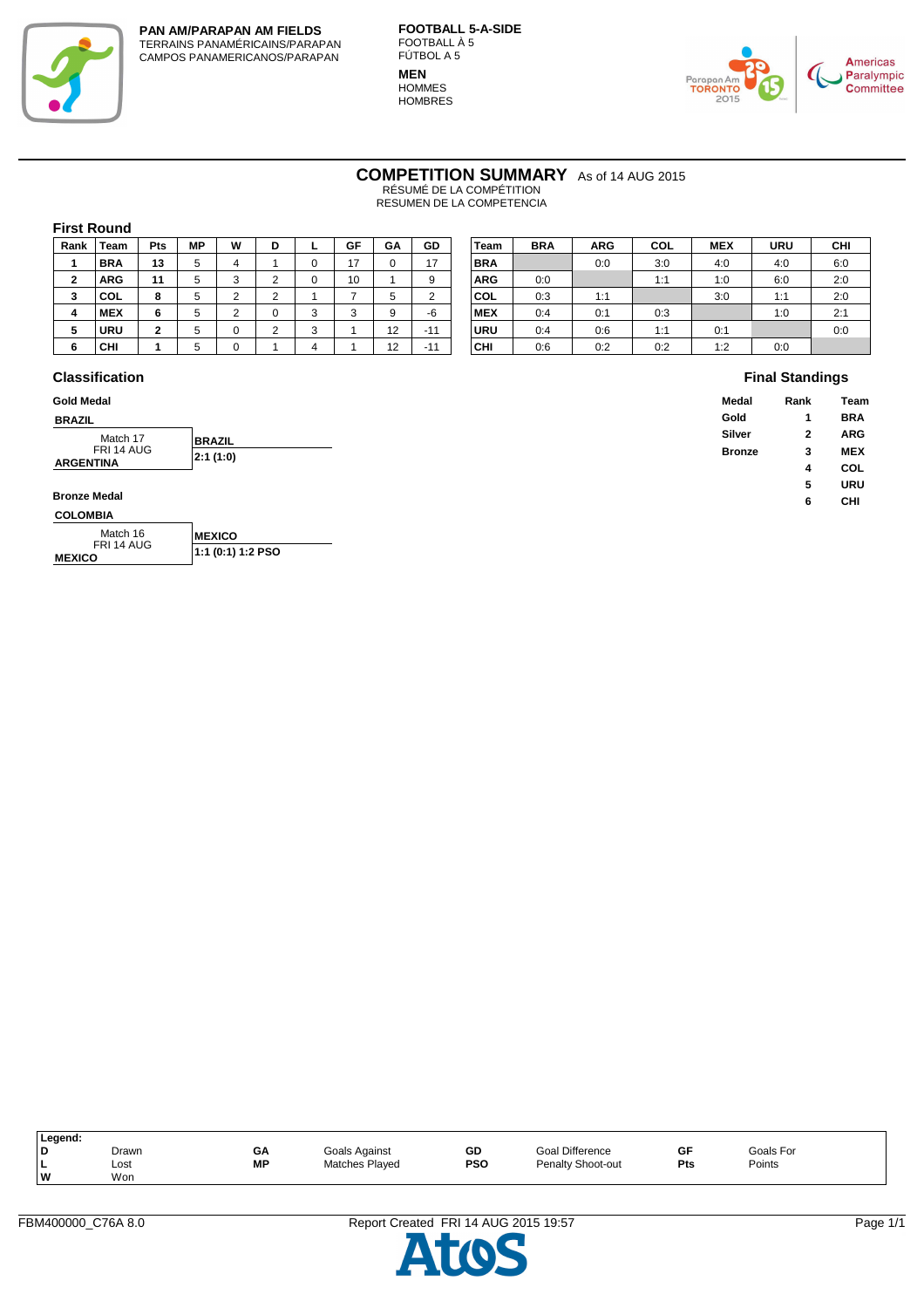**PAN AM/PARAPAN AM FIELDS**
TERRAINS PANAMÉRICAINS/PARAPAN
CAMPOS PANAMERICANOS/PARAPAN

**FOOTBALL 5-A-SIDE**
FOOTBALL À 5
FÚTBOL A 5

**MEN**
HOMMES
HOMBRES

# COMPETITION SUMMARY As of 14 AUG 2015

RÉSUMÉ DE LA COMPÉTITION
RESUMEN DE LA COMPETENCIA

## First Round

| Rank | Team | Pts | MP | W | D | L | GF | GA | GD |
|---|---|---|---|---|---|---|---|---|---|
| 1 | BRA | 13 | 5 | 4 | 1 | 0 | 17 | 0 | 17 |
| 2 | ARG | 11 | 5 | 3 | 2 | 0 | 10 | 1 | 9 |
| 3 | COL | 8 | 5 | 2 | 2 | 1 | 7 | 5 | 2 |
| 4 | MEX | 6 | 5 | 2 | 0 | 3 | 3 | 9 | -6 |
| 5 | URU | 2 | 5 | 0 | 2 | 3 | 1 | 12 | -11 |
| 6 | CHI | 1 | 5 | 0 | 1 | 4 | 1 | 12 | -11 |

| Team | BRA | ARG | COL | MEX | URU | CHI |
|---|---|---|---|---|---|---|
| BRA | | 0:0 | 3:0 | 4:0 | 4:0 | 6:0 |
| ARG | 0:0 | | 1:1 | 1:0 | 6:0 | 2:0 |
| COL | 0:3 | 1:1 | | 3:0 | 1:1 | 2:0 |
| MEX | 0:4 | 0:1 | 0:3 | | 1:0 | 2:1 |
| URU | 0:4 | 0:6 | 1:1 | 0:1 | | 0:0 |
| CHI | 0:6 | 0:2 | 0:2 | 1:2 | 0:0 | |

## Classification

### Gold Medal

BRAZIL
Match 17
FRI 14 AUG
ARGENTINA

**BRAZIL**
**2:1 (1:0)**

### Bronze Medal

COLOMBIA
Match 16
FRI 14 AUG
MEXICO

**MEXICO**
**1:1 (0:1) 1:2 PSO**

## Final Standings

| Medal | Rank | Team |
|---|---|---|
| Gold | 1 | BRA |
| Silver | 2 | ARG |
| Bronze | 3 | MEX |
| | 4 | COL |
| | 5 | URU |
| | 6 | CHI |

**Legend:**

| | | | | | | | |
|---|---|---|---|---|---|---|---|
| D | Drawn | GA | Goals Against | GD | Goal Difference | GF | Goals For |
| L | Lost | MP | Matches Played | PSO | Penalty Shoot-out | Pts | Points |
| W | Won | | | | | | |

FBM400000_C76A 8.0 Report Created FRI 14 AUG 2015 19:57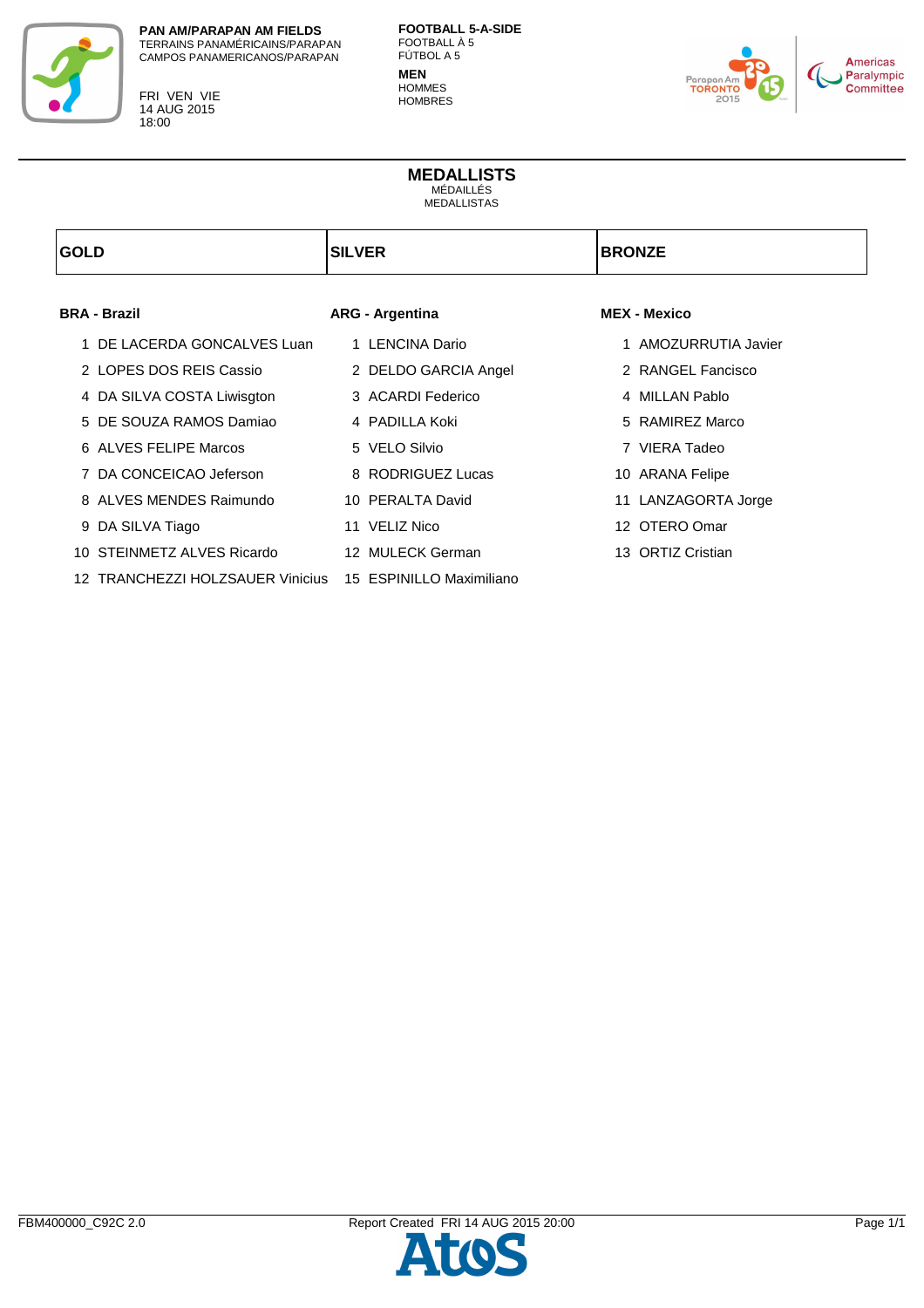**PAN AM/PARAPAN AM FIELDS**
TERRAINS PANAMÉRICAINS/PARAPAN
CAMPOS PANAMERICANOS/PARAPAN

FRI VEN VIE
14 AUG 2015
18:00

**FOOTBALL 5-A-SIDE**
FOOTBALL À 5
FÚTBOL A 5
**MEN**
HOMMES
HOMBRES

# MEDALLISTS
MÉDAILLÉS
MEDALLISTAS

| GOLD | SILVER | BRONZE |
|---|---|---|
| **BRA - Brazil** | **ARG - Argentina** | **MEX - Mexico** |
| 1 DE LACERDA GONCALVES Luan | 1 LENCINA Dario | 1 AMOZURRUTIA Javier |
| 2 LOPES DOS REIS Cassio | 2 DELDO GARCIA Angel | 2 RANGEL Fancisco |
| 4 DA SILVA COSTA Liwisgton | 3 ACARDI Federico | 4 MILLAN Pablo |
| 5 DE SOUZA RAMOS Damiao | 4 PADILLA Koki | 5 RAMIREZ Marco |
| 6 ALVES FELIPE Marcos | 5 VELO Silvio | 7 VIERA Tadeo |
| 7 DA CONCEICAO Jeferson | 8 RODRIGUEZ Lucas | 10 ARANA Felipe |
| 8 ALVES MENDES Raimundo | 10 PERALTA David | 11 LANZAGORTA Jorge |
| 9 DA SILVA Tiago | 11 VELIZ Nico | 12 OTERO Omar |
| 10 STEINMETZ ALVES Ricardo | 12 MULECK German | 13 ORTIZ Cristian |
| 12 TRANCHEZZI HOLZSAUER Vinicius | 15 ESPINILLO Maximiliano | |

FBM400000_C92C 2.0 Report Created FRI 14 AUG 2015 20:00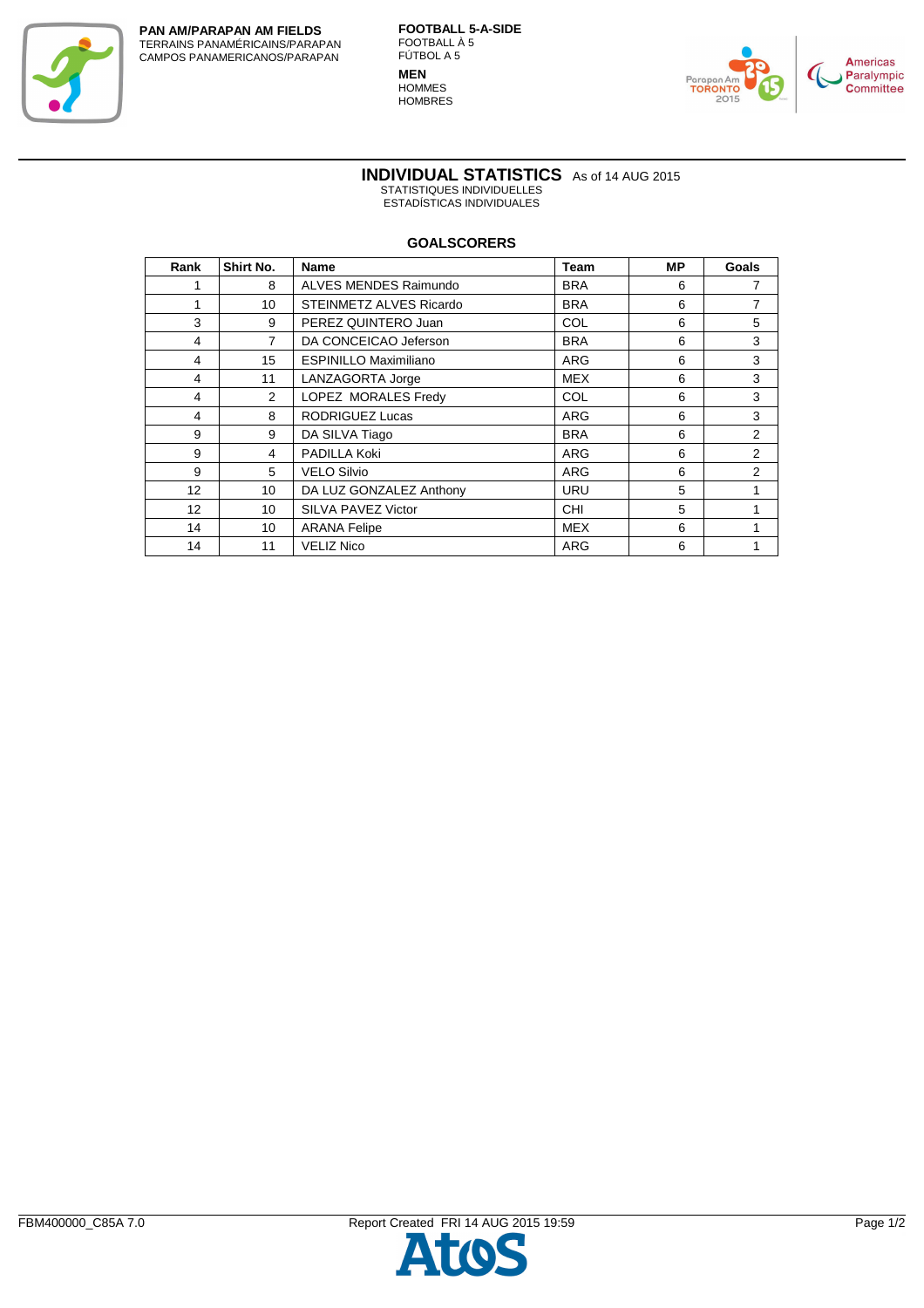**PAN AM/PARAPAN AM FIELDS**
TERRAINS PANAMÉRICAINS/PARAPAN
CAMPOS PANAMERICANOS/PARAPAN

**FOOTBALL 5-A-SIDE**
FOOTBALL À 5
FÚTBOL A 5

**MEN**
HOMMES
HOMBRES

# INDIVIDUAL STATISTICS As of 14 AUG 2015

STATISTIQUES INDIVIDUELLES
ESTADÍSTICAS INDIVIDUALES

## GOALSCORERS

| Rank | Shirt No. | Name | Team | MP | Goals |
|---|---|---|---|---|---|
| 1 | 8 | ALVES MENDES Raimundo | BRA | 6 | 7 |
| 1 | 10 | STEINMETZ ALVES Ricardo | BRA | 6 | 7 |
| 3 | 9 | PEREZ QUINTERO Juan | COL | 6 | 5 |
| 4 | 7 | DA CONCEICAO Jeferson | BRA | 6 | 3 |
| 4 | 15 | ESPINILLO Maximiliano | ARG | 6 | 3 |
| 4 | 11 | LANZAGORTA Jorge | MEX | 6 | 3 |
| 4 | 2 | LOPEZ MORALES Fredy | COL | 6 | 3 |
| 4 | 8 | RODRIGUEZ Lucas | ARG | 6 | 3 |
| 9 | 9 | DA SILVA Tiago | BRA | 6 | 2 |
| 9 | 4 | PADILLA Koki | ARG | 6 | 2 |
| 9 | 5 | VELO Silvio | ARG | 6 | 2 |
| 12 | 10 | DA LUZ GONZALEZ Anthony | URU | 5 | 1 |
| 12 | 10 | SILVA PAVEZ Victor | CHI | 5 | 1 |
| 14 | 10 | ARANA Felipe | MEX | 6 | 1 |
| 14 | 11 | VELIZ Nico | ARG | 6 | 1 |

FBM400000_C85A 7.0 Report Created FRI 14 AUG 2015 19:59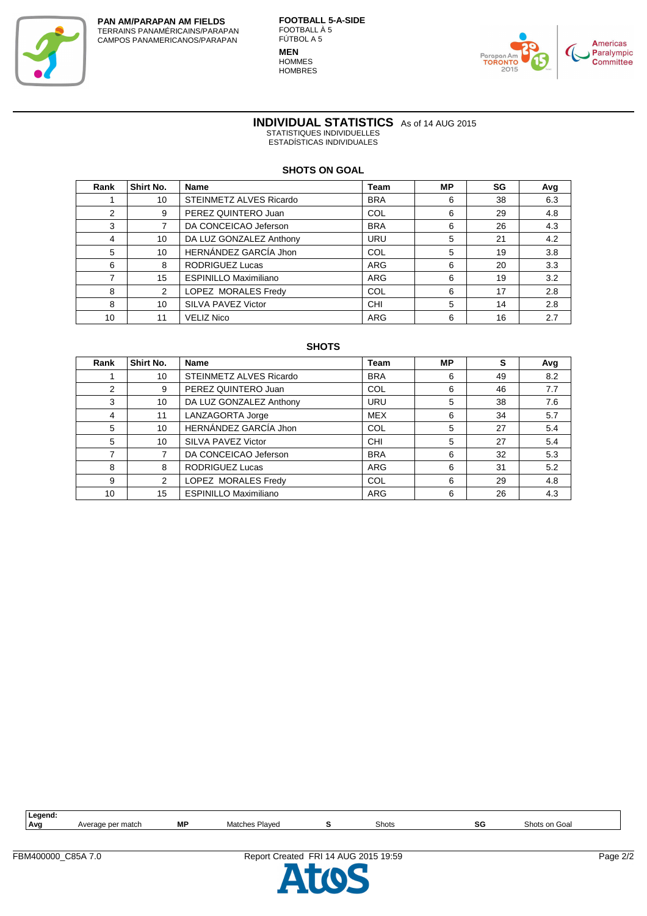**PAN AM/PARAPAN AM FIELDS**
TERRAINS PANAMÉRICAINS/PARAPAN
CAMPOS PANAMERICANOS/PARAPAN

**FOOTBALL 5-A-SIDE**
FOOTBALL À 5
FÚTBOL A 5

**MEN**
HOMMES
HOMBRES

# INDIVIDUAL STATISTICS As of 14 AUG 2015

STATISTIQUES INDIVIDUELLES
ESTADÍSTICAS INDIVIDUALES

## SHOTS ON GOAL

| Rank | Shirt No. | Name | Team | MP | SG | Avg |
|---|---|---|---|---|---|---|
| 1 | 10 | STEINMETZ ALVES Ricardo | BRA | 6 | 38 | 6.3 |
| 2 | 9 | PEREZ QUINTERO Juan | COL | 6 | 29 | 4.8 |
| 3 | 7 | DA CONCEICAO Jeferson | BRA | 6 | 26 | 4.3 |
| 4 | 10 | DA LUZ GONZALEZ Anthony | URU | 5 | 21 | 4.2 |
| 5 | 10 | HERNÁNDEZ GARCÍA Jhon | COL | 5 | 19 | 3.8 |
| 6 | 8 | RODRIGUEZ Lucas | ARG | 6 | 20 | 3.3 |
| 7 | 15 | ESPINILLO Maximiliano | ARG | 6 | 19 | 3.2 |
| 8 | 2 | LOPEZ MORALES Fredy | COL | 6 | 17 | 2.8 |
| 8 | 10 | SILVA PAVEZ Victor | CHI | 5 | 14 | 2.8 |
| 10 | 11 | VELIZ Nico | ARG | 6 | 16 | 2.7 |

## SHOTS

| Rank | Shirt No. | Name | Team | MP | S | Avg |
|---|---|---|---|---|---|---|
| 1 | 10 | STEINMETZ ALVES Ricardo | BRA | 6 | 49 | 8.2 |
| 2 | 9 | PEREZ QUINTERO Juan | COL | 6 | 46 | 7.7 |
| 3 | 10 | DA LUZ GONZALEZ Anthony | URU | 5 | 38 | 7.6 |
| 4 | 11 | LANZAGORTA Jorge | MEX | 6 | 34 | 5.7 |
| 5 | 10 | HERNÁNDEZ GARCÍA Jhon | COL | 5 | 27 | 5.4 |
| 5 | 10 | SILVA PAVEZ Victor | CHI | 5 | 27 | 5.4 |
| 7 | 7 | DA CONCEICAO Jeferson | BRA | 6 | 32 | 5.3 |
| 8 | 8 | RODRIGUEZ Lucas | ARG | 6 | 31 | 5.2 |
| 9 | 2 | LOPEZ MORALES Fredy | COL | 6 | 29 | 4.8 |
| 10 | 15 | ESPINILLO Maximiliano | ARG | 6 | 26 | 4.3 |

**Legend:**
**Avg** Average per match **MP** Matches Played **S** Shots **SG** Shots on Goal

FBM400000_C85A 7.0 Report Created FRI 14 AUG 2015 19:59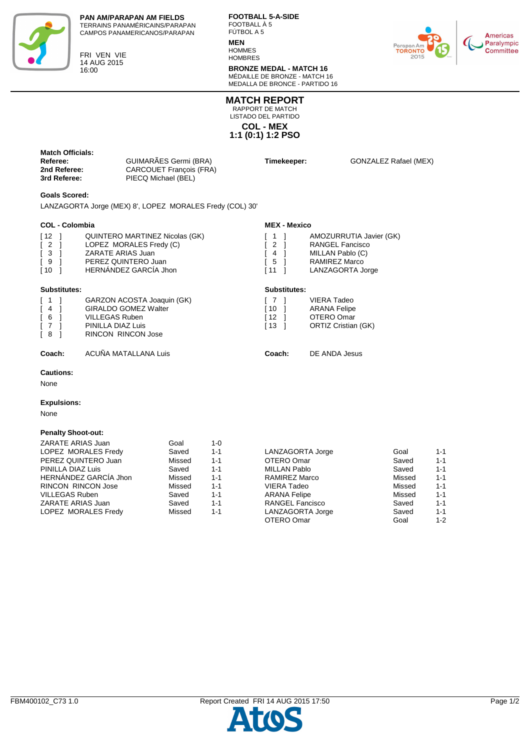**PAN AM/PARAPAN AM FIELDS**
TERRAINS PANAMÉRICAINS/PARAPAN
CAMPOS PANAMERICANOS/PARAPAN

FRI VEN VIE
14 AUG 2015
16:00

**FOOTBALL 5-A-SIDE**
FOOTBALL À 5
FÚTBOL A 5

**MEN**
HOMMES
HOMBRES

**BRONZE MEDAL - MATCH 16**
MÉDAILLE DE BRONZE - MATCH 16
MEDALLA DE BRONCE - PARTIDO 16

# MATCH REPORT

RAPPORT DE MATCH
LISTADO DEL PARTIDO

## COL - MEX
## 1:1 (0:1) 1:2 PSO

**Match Officials:**

| | | | |
|---|---|---|---|
| **Referee:** | GUIMARÃES Germi (BRA) | **Timekeeper:** | GONZALEZ Rafael (MEX) |
| **2nd Referee:** | CARCOUET François (FRA) | | |
| **3rd Referee:** | PIECQ Michael (BEL) | | |

**Goals Scored:**

LANZAGORTA Jorge (MEX) 8', LOPEZ MORALES Fredy (COL) 30'

**COL - Colombia**

| | |
|---|---|
| [ 12 ] | QUINTERO MARTINEZ Nicolas (GK) |
| [ 2 ] | LOPEZ MORALES Fredy (C) |
| [ 3 ] | ZARATE ARIAS Juan |
| [ 9 ] | PEREZ QUINTERO Juan |
| [ 10 ] | HERNÁNDEZ GARCÍA Jhon |

**Substitutes:**

| | |
|---|---|
| [ 1 ] | GARZON ACOSTA Joaquin (GK) |
| [ 4 ] | GIRALDO GOMEZ Walter |
| [ 6 ] | VILLEGAS Ruben |
| [ 7 ] | PINILLA DIAZ Luis |
| [ 8 ] | RINCON RINCON Jose |

**Coach:** ACUÑA MATALLANA Luis

**MEX - Mexico**

| | |
|---|---|
| [ 1 ] | AMOZURRUTIA Javier (GK) |
| [ 2 ] | RANGEL Fancisco |
| [ 4 ] | MILLAN Pablo (C) |
| [ 5 ] | RAMIREZ Marco |
| [ 11 ] | LANZAGORTA Jorge |

**Substitutes:**

| | |
|---|---|
| [ 7 ] | VIERA Tadeo |
| [ 10 ] | ARANA Felipe |
| [ 12 ] | OTERO Omar |
| [ 13 ] | ORTIZ Cristian (GK) |

**Coach:** DE ANDA Jesus

**Cautions:**

None

**Expulsions:**

None

**Penalty Shoot-out:**

| COL | | | MEX | | |
|---|---|---|---|---|---|
| ZARATE ARIAS Juan | Goal | 1-0 | | | |
| LOPEZ MORALES Fredy | Saved | 1-1 | LANZAGORTA Jorge | Goal | 1-1 |
| PEREZ QUINTERO Juan | Missed | 1-1 | OTERO Omar | Saved | 1-1 |
| PINILLA DIAZ Luis | Saved | 1-1 | MILLAN Pablo | Saved | 1-1 |
| HERNÁNDEZ GARCÍA Jhon | Missed | 1-1 | RAMIREZ Marco | Missed | 1-1 |
| RINCON RINCON Jose | Missed | 1-1 | VIERA Tadeo | Missed | 1-1 |
| VILLEGAS Ruben | Saved | 1-1 | ARANA Felipe | Missed | 1-1 |
| ZARATE ARIAS Juan | Saved | 1-1 | RANGEL Fancisco | Saved | 1-1 |
| LOPEZ MORALES Fredy | Missed | 1-1 | LANZAGORTA Jorge | Saved | 1-1 |
| | | | OTERO Omar | Goal | 1-2 |

FBM400102_C73 1.0 Report Created FRI 14 AUG 2015 17:50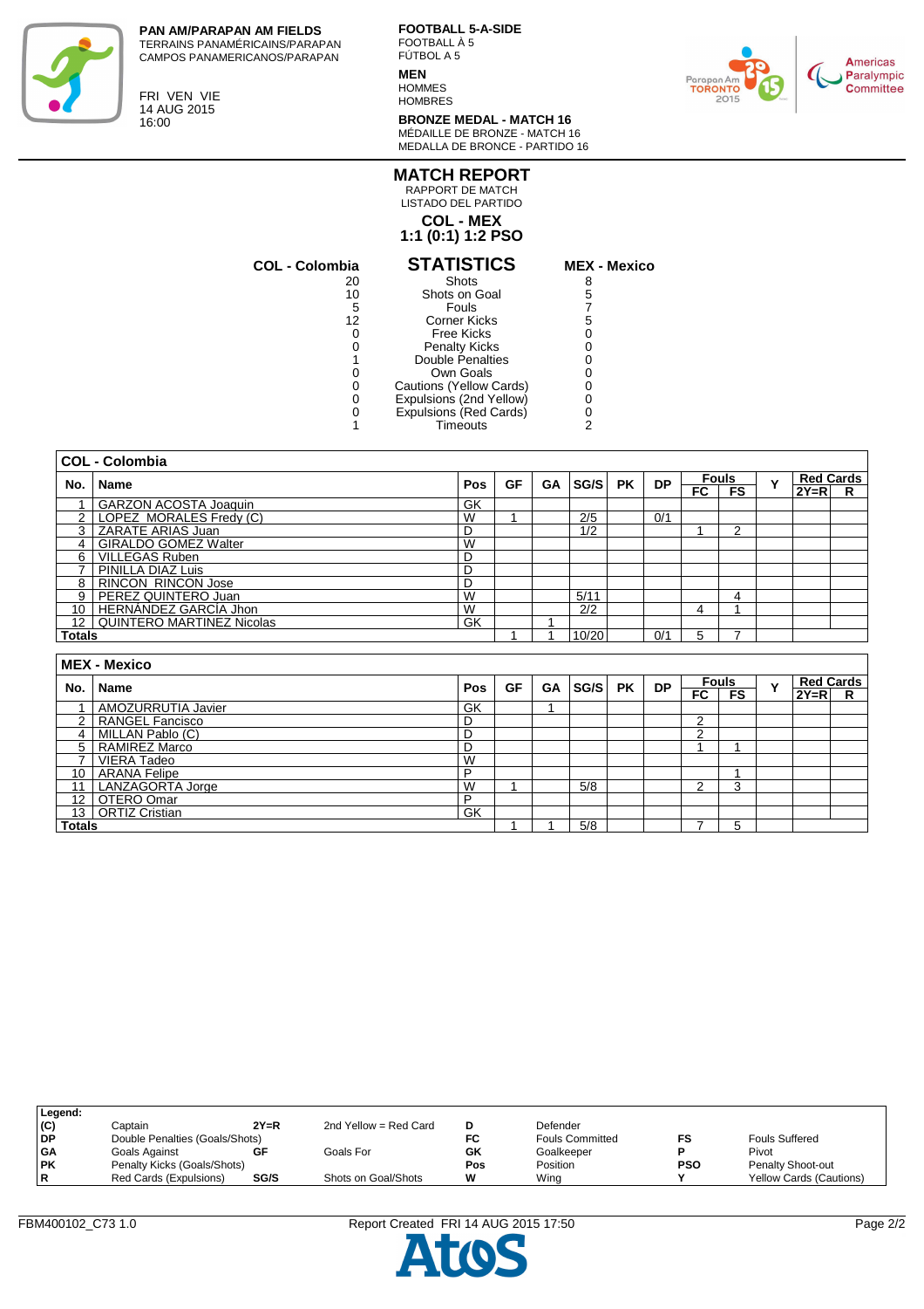**PAN AM/PARAPAN AM FIELDS**
TERRAINS PANAMÉRICAINS/PARAPAN
CAMPOS PANAMERICANOS/PARAPAN

FRI VEN VIE
14 AUG 2015
16:00

**FOOTBALL 5-A-SIDE**
FOOTBALL À 5
FÚTBOL A 5

**MEN**
HOMMES
HOMBRES

**BRONZE MEDAL - MATCH 16**
MÉDAILLE DE BRONZE - MATCH 16
MEDALLA DE BRONCE - PARTIDO 16

# MATCH REPORT
RAPPORT DE MATCH
LISTADO DEL PARTIDO

## COL - MEX
## 1:1 (0:1) 1:2 PSO

| COL - Colombia | STATISTICS | MEX - Mexico |
|---|---|---|
| 20 | Shots | 8 |
| 10 | Shots on Goal | 5 |
| 5 | Fouls | 7 |
| 12 | Corner Kicks | 5 |
| 0 | Free Kicks | 0 |
| 0 | Penalty Kicks | 0 |
| 1 | Double Penalties | 0 |
| 0 | Own Goals | 0 |
| 0 | Cautions (Yellow Cards) | 0 |
| 0 | Expulsions (2nd Yellow) | 0 |
| 0 | Expulsions (Red Cards) | 0 |
| 1 | Timeouts | 2 |

**COL - Colombia**

| No. | Name | Pos | GF | GA | SG/S | PK | DP | Fouls FC | Fouls FS | Y | Red Cards 2Y=R | Red Cards R |
|---|---|---|---|---|---|---|---|---|---|---|---|---|
| 1 | GARZON ACOSTA Joaquin | GK | | | | | | | | | | |
| 2 | LOPEZ MORALES Fredy (C) | W | 1 | | 2/5 | | 0/1 | | | | | |
| 3 | ZARATE ARIAS Juan | D | | | 1/2 | | | 1 | 2 | | | |
| 4 | GIRALDO GOMEZ Walter | W | | | | | | | | | | |
| 6 | VILLEGAS Ruben | D | | | | | | | | | | |
| 7 | PINILLA DIAZ Luis | D | | | | | | | | | | |
| 8 | RINCON RINCON Jose | D | | | | | | | | | | |
| 9 | PEREZ QUINTERO Juan | W | | | 5/11 | | | | 4 | | | |
| 10 | HERNÁNDEZ GARCÍA Jhon | W | | | 2/2 | | | 4 | 1 | | | |
| 12 | QUINTERO MARTINEZ Nicolas | GK | | 1 | | | | | | | | |
| **Totals** | | | 1 | 1 | 10/20 | | 0/1 | 5 | 7 | | | |

**MEX - Mexico**

| No. | Name | Pos | GF | GA | SG/S | PK | DP | Fouls FC | Fouls FS | Y | Red Cards 2Y=R | Red Cards R |
|---|---|---|---|---|---|---|---|---|---|---|---|---|
| 1 | AMOZURRUTIA Javier | GK | | 1 | | | | | | | | |
| 2 | RANGEL Fancisco | D | | | | | | 2 | | | | |
| 4 | MILLAN Pablo (C) | D | | | | | | 2 | | | | |
| 5 | RAMIREZ Marco | D | | | | | | 1 | 1 | | | |
| 7 | VIERA Tadeo | W | | | | | | | | | | |
| 10 | ARANA Felipe | P | | | | | | | 1 | | | |
| 11 | LANZAGORTA Jorge | W | 1 | | 5/8 | | | 2 | 3 | | | |
| 12 | OTERO Omar | P | | | | | | | | | | |
| 13 | ORTIZ Cristian | GK | | | | | | | | | | |
| **Totals** | | | 1 | 1 | 5/8 | | | 7 | 5 | | | |

**Legend:**

| | | | | | | | |
|---|---|---|---|---|---|---|---|
| (C) | Captain | 2Y=R | 2nd Yellow = Red Card | D | Defender | | |
| DP | Double Penalties (Goals/Shots) | | | FC | Fouls Committed | FS | Fouls Suffered |
| GA | Goals Against | GF | Goals For | GK | Goalkeeper | P | Pivot |
| PK | Penalty Kicks (Goals/Shots) | | | Pos | Position | PSO | Penalty Shoot-out |
| R | Red Cards (Expulsions) | SG/S | Shots on Goal/Shots | W | Wing | Y | Yellow Cards (Cautions) |

FBM400102_C73 1.0 Report Created FRI 14 AUG 2015 17:50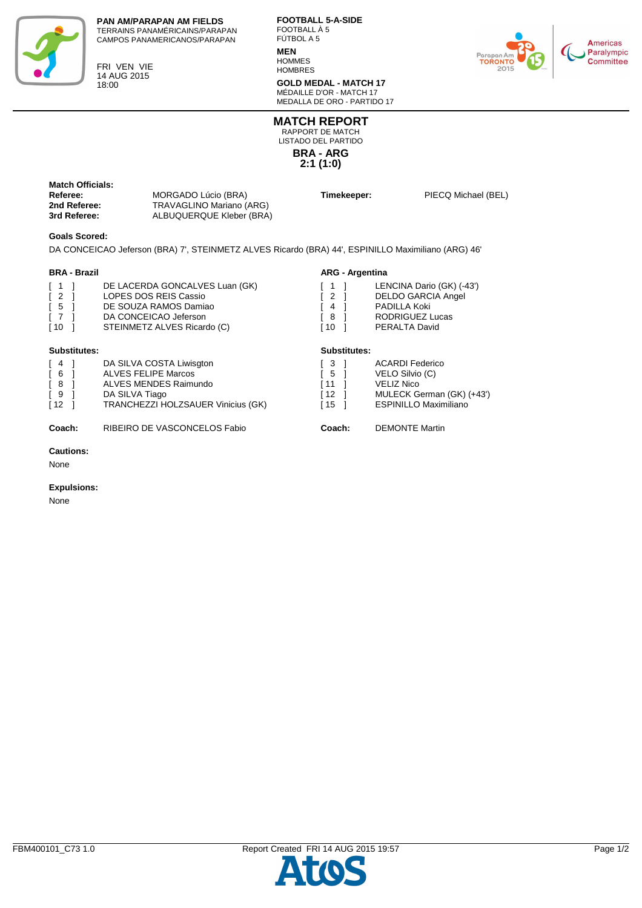**PAN AM/PARAPAN AM FIELDS**
TERRAINS PANAMÉRICAINS/PARAPAN
CAMPOS PANAMERICANOS/PARAPAN

FRI VEN VIE
14 AUG 2015
18:00

**FOOTBALL 5-A-SIDE**
FOOTBALL À 5
FÚTBOL A 5

**MEN**
HOMMES
HOMBRES

**GOLD MEDAL - MATCH 17**
MÉDAILLE D'OR - MATCH 17
MEDALLA DE ORO - PARTIDO 17

# MATCH REPORT
RAPPORT DE MATCH
LISTADO DEL PARTIDO

## BRA - ARG
## 2:1 (1:0)

**Match Officials:**

| | | | |
|---|---|---|---|
| **Referee:** | MORGADO Lúcio (BRA) | **Timekeeper:** | PIECQ Michael (BEL) |
| **2nd Referee:** | TRAVAGLINO Mariano (ARG) | | |
| **3rd Referee:** | ALBUQUERQUE Kleber (BRA) | | |

**Goals Scored:**

DA CONCEICAO Jeferson (BRA) 7', STEINMETZ ALVES Ricardo (BRA) 44', ESPINILLO Maximiliano (ARG) 46'

**BRA - Brazil**

| No. | Name |
|---|---|
| [ 1 ] | DE LACERDA GONCALVES Luan (GK) |
| [ 2 ] | LOPES DOS REIS Cassio |
| [ 5 ] | DE SOUZA RAMOS Damiao |
| [ 7 ] | DA CONCEICAO Jeferson |
| [ 10 ] | STEINMETZ ALVES Ricardo (C) |

**Substitutes:**

| No. | Name |
|---|---|
| [ 4 ] | DA SILVA COSTA Liwisgton |
| [ 6 ] | ALVES FELIPE Marcos |
| [ 8 ] | ALVES MENDES Raimundo |
| [ 9 ] | DA SILVA Tiago |
| [ 12 ] | TRANCHEZZI HOLZSAUER Vinicius (GK) |

**Coach:** RIBEIRO DE VASCONCELOS Fabio

**ARG - Argentina**

| No. | Name |
|---|---|
| [ 1 ] | LENCINA Dario (GK) (-43') |
| [ 2 ] | DELDO GARCIA Angel |
| [ 4 ] | PADILLA Koki |
| [ 8 ] | RODRIGUEZ Lucas |
| [ 10 ] | PERALTA David |

**Substitutes:**

| No. | Name |
|---|---|
| [ 3 ] | ACARDI Federico |
| [ 5 ] | VELO Silvio (C) |
| [ 11 ] | VELIZ Nico |
| [ 12 ] | MULECK German (GK) (+43') |
| [ 15 ] | ESPINILLO Maximiliano |

**Coach:** DEMONTE Martin

**Cautions:**

None

**Expulsions:**

None

FBM400101_C73 1.0 — Report Created FRI 14 AUG 2015 19:57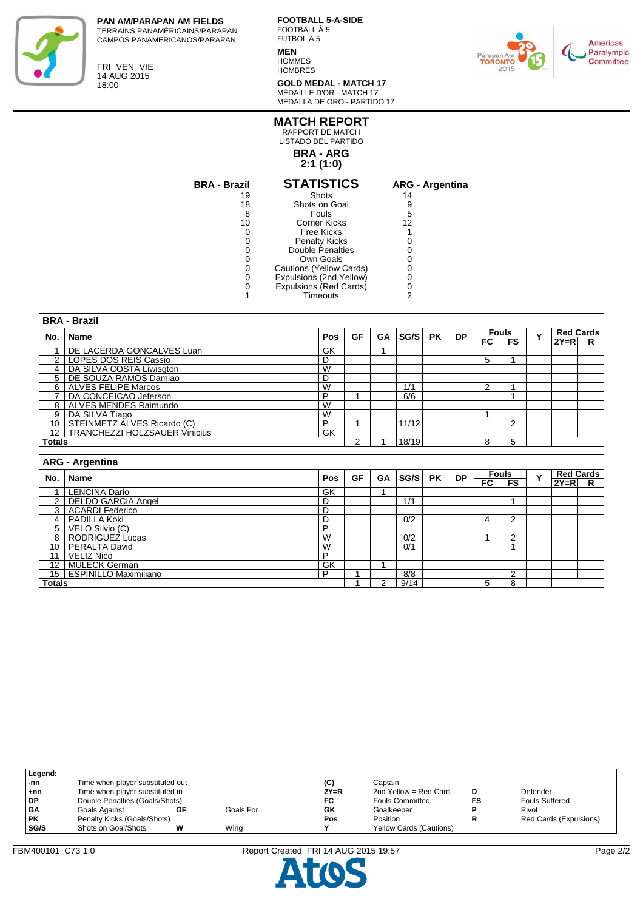**PAN AM/PARAPAN AM FIELDS**
TERRAINS PANAMÉRICAINS/PARAPAN
CAMPOS PANAMERICANOS/PARAPAN

FRI VEN VIE
14 AUG 2015
18:00

**FOOTBALL 5-A-SIDE**
FOOTBALL À 5
FÚTBOL A 5

**MEN**
HOMMES
HOMBRES

**GOLD MEDAL - MATCH 17**
MÉDAILLE D'OR - MATCH 17
MEDALLA DE ORO - PARTIDO 17

# MATCH REPORT

RAPPORT DE MATCH
LISTADO DEL PARTIDO

**BRA - ARG**
**2:1 (1:0)**

## STATISTICS

| BRA - Brazil | STATISTICS | ARG - Argentina |
|---|---|---|
| 19 | Shots | 14 |
| 18 | Shots on Goal | 9 |
| 8 | Fouls | 5 |
| 10 | Corner Kicks | 12 |
| 0 | Free Kicks | 1 |
| 0 | Penalty Kicks | 0 |
| 0 | Double Penalties | 0 |
| 0 | Own Goals | 0 |
| 0 | Cautions (Yellow Cards) | 0 |
| 0 | Expulsions (2nd Yellow) | 0 |
| 0 | Expulsions (Red Cards) | 0 |
| 1 | Timeouts | 2 |

### BRA - Brazil

| No. | Name | Pos | GF | GA | SG/S | PK | DP | Fouls | | Y | Red Cards | |
|---|---|---|---|---|---|---|---|---|---|---|---|---|
| | | | | | | | | FC | FS | | 2Y=R | R |
| 1 | DE LACERDA GONCALVES Luan | GK | | 1 | | | | | | | | |
| 2 | LOPES DOS REIS Cassio | D | | | | | | 5 | 1 | | | |
| 4 | DA SILVA COSTA Liwisgton | W | | | | | | | | | | |
| 5 | DE SOUZA RAMOS Damiao | D | | | | | | | | | | |
| 6 | ALVES FELIPE Marcos | W | | | 1/1 | | | 2 | 1 | | | |
| 7 | DA CONCEICAO Jeferson | P | 1 | | 6/6 | | | | 1 | | | |
| 8 | ALVES MENDES Raimundo | W | | | | | | | | | | |
| 9 | DA SILVA Tiago | W | | | | | | 1 | | | | |
| 10 | STEINMETZ ALVES Ricardo (C) | P | 1 | | 11/12 | | | | 2 | | | |
| 12 | TRANCHEZZI HOLZSAUER Vinicius | GK | | | | | | | | | | |
| **Totals** | | | 2 | 1 | 18/19 | | | 8 | 5 | | | |

### ARG - Argentina

| No. | Name | Pos | GF | GA | SG/S | PK | DP | Fouls | | Y | Red Cards | |
|---|---|---|---|---|---|---|---|---|---|---|---|---|
| | | | | | | | | FC | FS | | 2Y=R | R |
| 1 | LENCINA Dario | GK | | 1 | | | | | | | | |
| 2 | DELDO GARCIA Angel | D | | | 1/1 | | | | 1 | | | |
| 3 | ACARDI Federico | D | | | | | | | | | | |
| 4 | PADILLA Koki | D | | | 0/2 | | | 4 | 2 | | | |
| 5 | VELO Silvio (C) | P | | | | | | | | | | |
| 8 | RODRIGUEZ Lucas | W | | | 0/2 | | | 1 | 2 | | | |
| 10 | PERALTA David | W | | | 0/1 | | | | 1 | | | |
| 11 | VELIZ Nico | P | | | | | | | | | | |
| 12 | MULECK German | GK | | 1 | | | | | | | | |
| 15 | ESPINILLO Maximiliano | P | 1 | | 8/8 | | | | 2 | | | |
| **Totals** | | | 1 | 2 | 9/14 | | | 5 | 8 | | | |

**Legend:**

| | | | | | | | |
|---|---|---|---|---|---|---|---|
| -nn | Time when player substituted out | | | (C) | Captain | | |
| +nn | Time when player substituted in | | | 2Y=R | 2nd Yellow = Red Card | D | Defender |
| DP | Double Penalties (Goals/Shots) | | | FC | Fouls Committed | FS | Fouls Suffered |
| GA | Goals Against | GF | Goals For | GK | Goalkeeper | P | Pivot |
| PK | Penalty Kicks (Goals/Shots) | | | Pos | Position | R | Red Cards (Expulsions) |
| SG/S | Shots on Goal/Shots | W | Wing | Y | Yellow Cards (Cautions) | | |

FBM400101_C73 1.0 Report Created FRI 14 AUG 2015 19:57